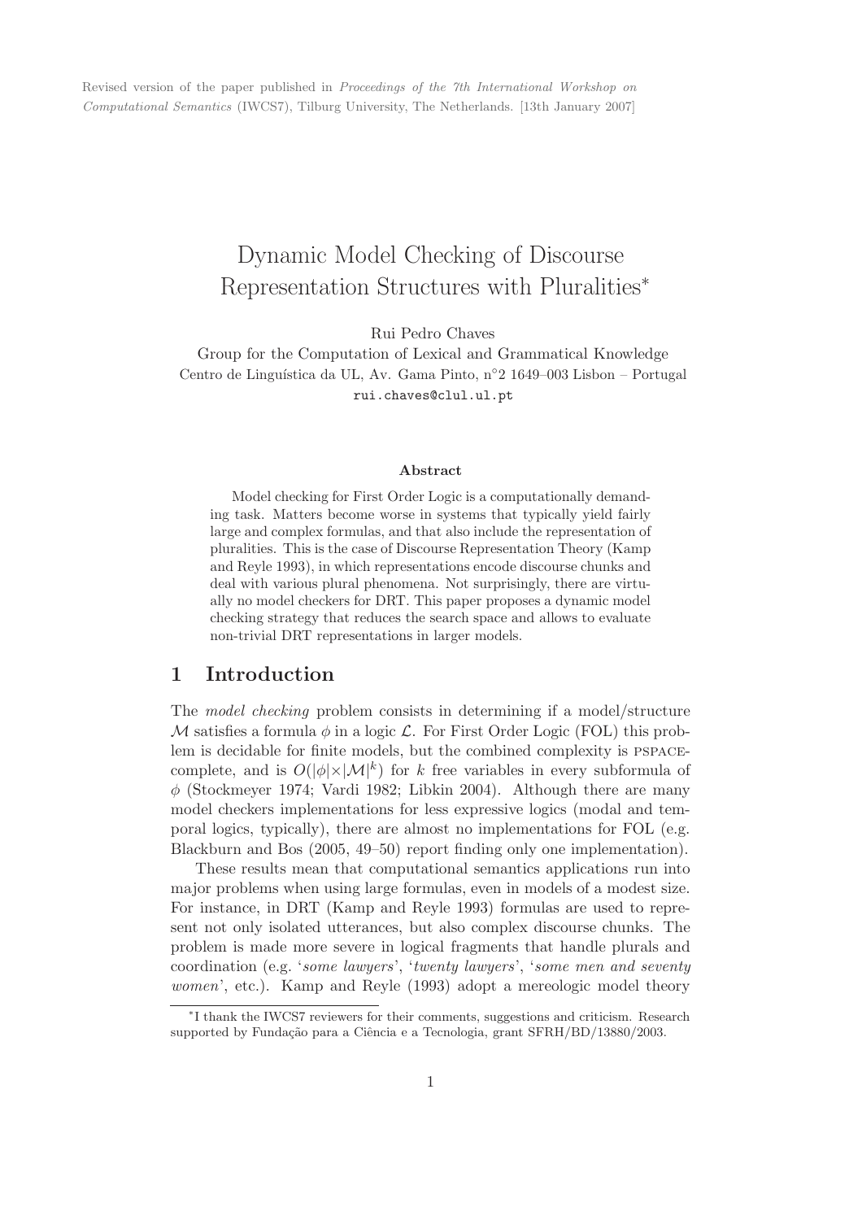Revised version of the paper published in *Proceedings of the 7th International Workshop on Computational Semantics* (IWCS7), Tilburg University, The Netherlands. [13th January 2007]

# Dynamic Model Checking of Discourse Representation Structures with Pluralities*

Rui Pedro Chaves

Group for the Computation of Lexical and Grammatical Knowledge
Centro de Linguística da UL, Av. Gama Pinto, n°2 1649–003 Lisbon – Portugal
rui.chaves@clul.ul.pt

### Abstract

Model checking for First Order Logic is a computationally demanding task. Matters become worse in systems that typically yield fairly large and complex formulas, and that also include the representation of pluralities. This is the case of Discourse Representation Theory (Kamp and Reyle 1993), in which representations encode discourse chunks and deal with various plural phenomena. Not surprisingly, there are virtually no model checkers for DRT. This paper proposes a dynamic model checking strategy that reduces the search space and allows to evaluate non-trivial DRT representations in larger models.

## 1 Introduction

The *model checking* problem consists in determining if a model/structure $\mathcal{M}$ satisfies a formula $\phi$ in a logic $\mathcal{L}$. For First Order Logic (FOL) this problem is decidable for finite models, but the combined complexity is PSPACE-complete, and is $O(|\phi| \times |\mathcal{M}|^k)$ for $k$ free variables in every subformula of $\phi$ (Stockmeyer 1974; Vardi 1982; Libkin 2004). Although there are many model checkers implementations for less expressive logics (modal and temporal logics, typically), there are almost no implementations for FOL (e.g. Blackburn and Bos (2005, 49–50) report finding only one implementation).

These results mean that computational semantics applications run into major problems when using large formulas, even in models of a modest size. For instance, in DRT (Kamp and Reyle 1993) formulas are used to represent not only isolated utterances, but also complex discourse chunks. The problem is made more severe in logical fragments that handle plurals and coordination (e.g. '*some lawyers*', '*twenty lawyers*', '*some men and seventy women*', etc.). Kamp and Reyle (1993) adopt a mereologic model theory

*I thank the IWCS7 reviewers for their comments, suggestions and criticism. Research supported by Fundação para a Ciência e a Tecnologia, grant SFRH/BD/13880/2003.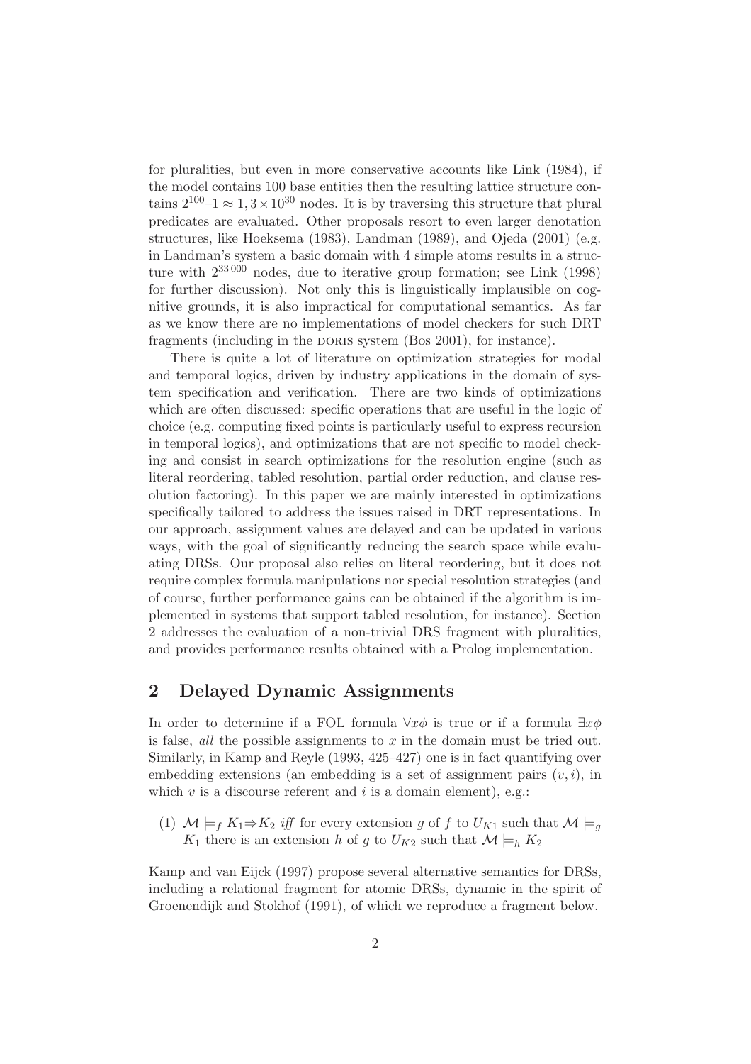for pluralities, but even in more conservative accounts like Link (1984), if the model contains 100 base entities then the resulting lattice structure contains $2^{100}–1 \approx 1,3 \times 10^{30}$ nodes. It is by traversing this structure that plural predicates are evaluated. Other proposals resort to even larger denotation structures, like Hoeksema (1983), Landman (1989), and Ojeda (2001) (e.g. in Landman's system a basic domain with 4 simple atoms results in a structure with $2^{33\,000}$ nodes, due to iterative group formation; see Link (1998) for further discussion). Not only this is linguistically implausible on cognitive grounds, it is also impractical for computational semantics. As far as we know there are no implementations of model checkers for such DRT fragments (including in the DORIS system (Bos 2001), for instance).

There is quite a lot of literature on optimization strategies for modal and temporal logics, driven by industry applications in the domain of system specification and verification. There are two kinds of optimizations which are often discussed: specific operations that are useful in the logic of choice (e.g. computing fixed points is particularly useful to express recursion in temporal logics), and optimizations that are not specific to model checking and consist in search optimizations for the resolution engine (such as literal reordering, tabled resolution, partial order reduction, and clause resolution factoring). In this paper we are mainly interested in optimizations specifically tailored to address the issues raised in DRT representations. In our approach, assignment values are delayed and can be updated in various ways, with the goal of significantly reducing the search space while evaluating DRSs. Our proposal also relies on literal reordering, but it does not require complex formula manipulations nor special resolution strategies (and of course, further performance gains can be obtained if the algorithm is implemented in systems that support tabled resolution, for instance). Section 2 addresses the evaluation of a non-trivial DRS fragment with pluralities, and provides performance results obtained with a Prolog implementation.

## 2 Delayed Dynamic Assignments

In order to determine if a FOL formula $\forall x \phi$ is true or if a formula $\exists x \phi$ is false, *all* the possible assignments to $x$ in the domain must be tried out. Similarly, in Kamp and Reyle (1993, 425–427) one is in fact quantifying over embedding extensions (an embedding is a set of assignment pairs $(v, i)$, in which $v$ is a discourse referent and $i$ is a domain element), e.g.:

(1) $\mathcal{M} \models_f K_1 \Rightarrow K_2$ *iff* for every extension $g$ of $f$ to $U_{K1}$ such that $\mathcal{M} \models_g K_1$ there is an extension $h$ of $g$ to $U_{K2}$ such that $\mathcal{M} \models_h K_2$

Kamp and van Eijck (1997) propose several alternative semantics for DRSs, including a relational fragment for atomic DRSs, dynamic in the spirit of Groenendijk and Stokhof (1991), of which we reproduce a fragment below.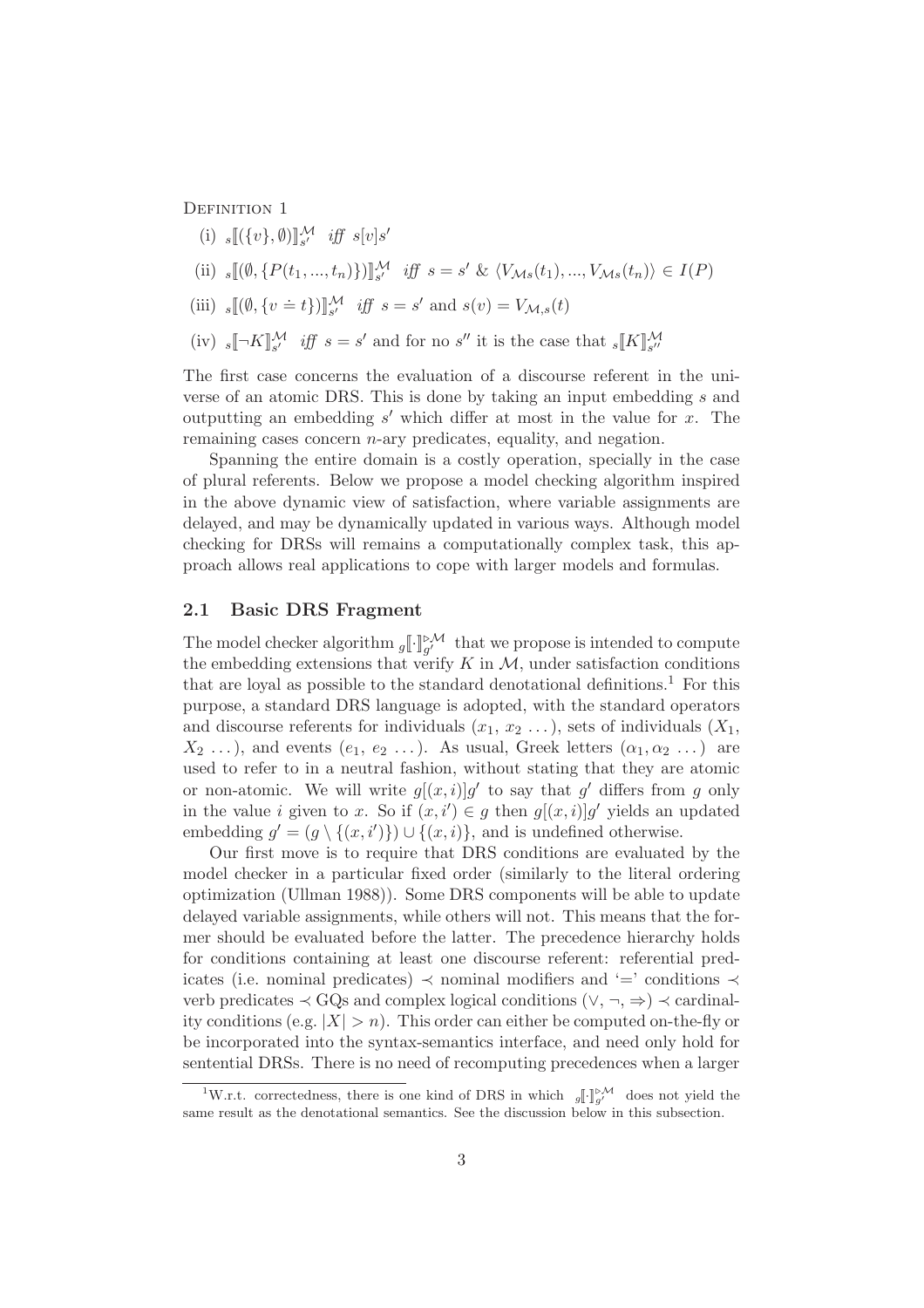DEFINITION 1

(i) ${}_s[\![(\{v\}, \emptyset)]\!]^{\mathcal{M}}_{s'}$ *iff* $s[v]s'$

(ii) ${}_s[\![(\emptyset, \{P(t_1, ..., t_n)\})]\!]^{\mathcal{M}}_{s'}$ *iff* $s = s'$ & $\langle V_{\mathcal{M}s}(t_1), ..., V_{\mathcal{M}s}(t_n)\rangle \in I(P)$

(iii) ${}_s[\![(\emptyset, \{v \doteq t\})]\!]^{\mathcal{M}}_{s'}$ *iff* $s = s'$ and $s(v) = V_{\mathcal{M},s}(t)$

(iv) ${}_s[\![\neg K]\!]^{\mathcal{M}}_{s'}$ *iff* $s = s'$ and for no $s''$ it is the case that ${}_s[\![K]\!]^{\mathcal{M}}_{s''}$

The first case concerns the evaluation of a discourse referent in the universe of an atomic DRS. This is done by taking an input embedding $s$ and outputting an embedding $s'$ which differ at most in the value for $x$. The remaining cases concern $n$-ary predicates, equality, and negation.

Spanning the entire domain is a costly operation, specially in the case of plural referents. Below we propose a model checking algorithm inspired in the above dynamic view of satisfaction, where variable assignments are delayed, and may be dynamically updated in various ways. Although model checking for DRSs will remains a computationally complex task, this approach allows real applications to cope with larger models and formulas.

## 2.1 Basic DRS Fragment

The model checker algorithm ${}_g[\![\cdot]\!]^{\triangleright\mathcal{M}}_{g'}$ that we propose is intended to compute the embedding extensions that verify $K$ in $\mathcal{M}$, under satisfaction conditions that are loyal as possible to the standard denotational definitions.[1] For this purpose, a standard DRS language is adopted, with the standard operators and discourse referents for individuals ($x_1$, $x_2$ ...), sets of individuals ($X_1$, $X_2$ ...), and events ($e_1$, $e_2$ ...). As usual, Greek letters ($\alpha_1, \alpha_2$ ...) are used to refer to in a neutral fashion, without stating that they are atomic or non-atomic. We will write $g[(x,i)]g'$ to say that $g'$ differs from $g$ only in the value $i$ given to $x$. So if $(x, i') \in g$ then $g[(x,i)]g'$ yields an updated embedding $g' = (g \setminus \{(x, i')\}) \cup \{(x, i)\}$, and is undefined otherwise.

Our first move is to require that DRS conditions are evaluated by the model checker in a particular fixed order (similarly to the literal ordering optimization (Ullman 1988)). Some DRS components will be able to update delayed variable assignments, while others will not. This means that the former should be evaluated before the latter. The precedence hierarchy holds for conditions containing at least one discourse referent: referential predicates (i.e. nominal predicates) $\prec$ nominal modifiers and '=' conditions $\prec$ verb predicates $\prec$ GQs and complex logical conditions ($\vee$, $\neg$, $\Rightarrow$) $\prec$ cardinality conditions (e.g. $|X| > n$). This order can either be computed on-the-fly or be incorporated into the syntax-semantics interface, and need only hold for sentential DRSs. There is no need of recomputing precedences when a larger

[1] W.r.t. correctedness, there is one kind of DRS in which ${}_g[\![\cdot]\!]^{\triangleright\mathcal{M}}_{g'}$ does not yield the same result as the denotational semantics. See the discussion below in this subsection.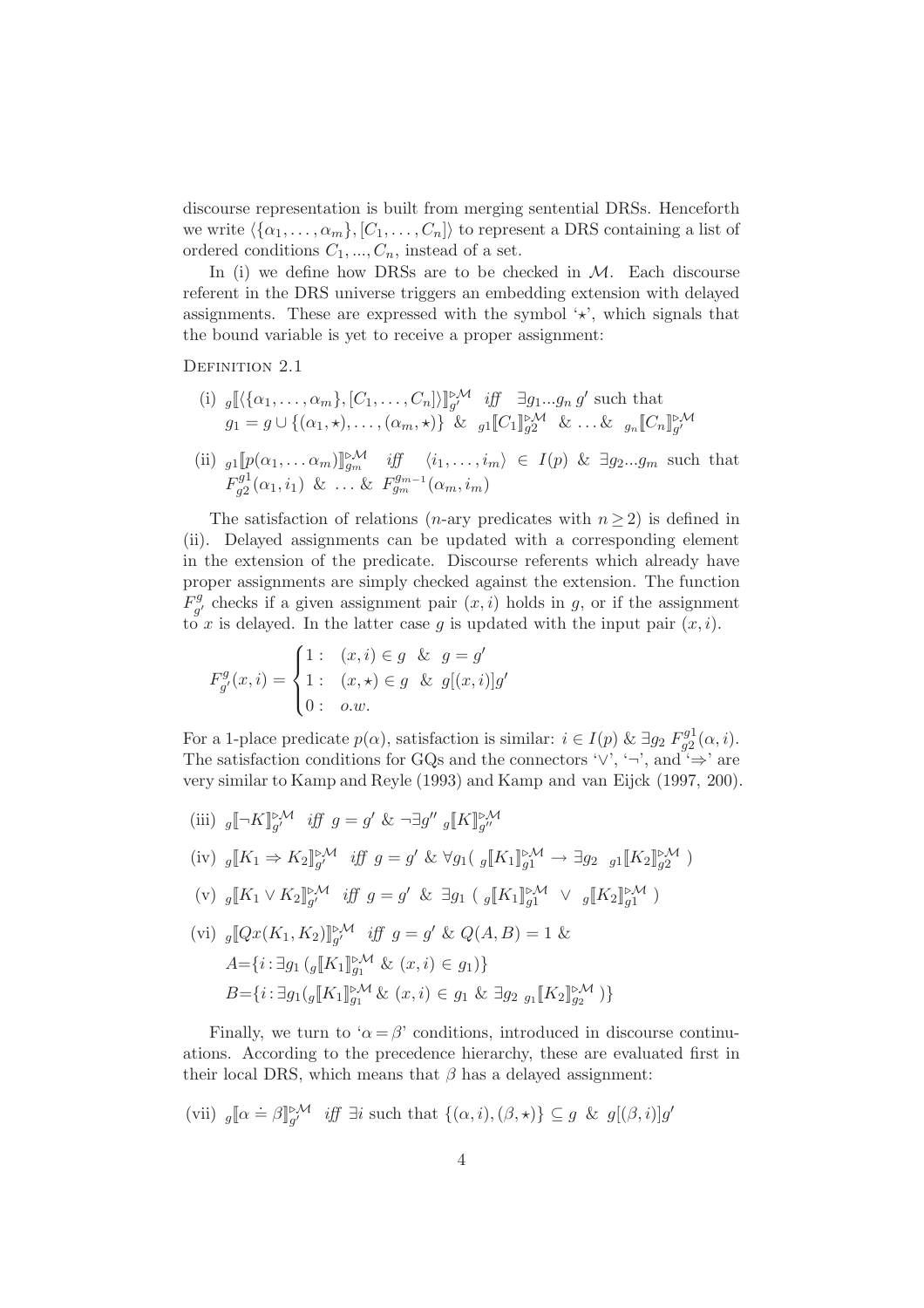discourse representation is built from merging sentential DRSs. Henceforth we write $\langle\{\alpha_1,\ldots,\alpha_m\},[C_1,\ldots,C_n]\rangle$ to represent a DRS containing a list of ordered conditions $C_1,...,C_n$, instead of a set.

In (i) we define how DRSs are to be checked in $\mathcal{M}$. Each discourse referent in the DRS universe triggers an embedding extension with delayed assignments. These are expressed with the symbol '$\star$', which signals that the bound variable is yet to receive a proper assignment:

Definition 2.1

(i) ${}_g[\![\langle\{\alpha_1,\ldots,\alpha_m\},[C_1,\ldots,C_n]\rangle]\!]^{\triangleright\mathcal{M}}_{g'}$ *iff* $\exists g_1...g_n\, g'$ such that $g_1 = g \cup \{(\alpha_1,\star),\ldots,(\alpha_m,\star)\}$ & ${}_{g1}[\![C_1]\!]^{\triangleright\mathcal{M}}_{g2}$ & $\ldots$ & ${}_{g_n}[\![C_n]\!]^{\triangleright\mathcal{M}}_{g'}$

(ii) ${}_{g1}[\![p(\alpha_1,\ldots\alpha_m)]\!]^{\triangleright\mathcal{M}}_{g_m}$ *iff* $\langle i_1,\ldots,i_m\rangle \in I(p)$ & $\exists g_2...g_m$ such that $F^{g1}_{g2}(\alpha_1,i_1)$ & $\ldots$ & $F^{g_{m-1}}_{g_m}(\alpha_m,i_m)$

The satisfaction of relations ($n$-ary predicates with $n \geq 2$) is defined in (ii). Delayed assignments can be updated with a corresponding element in the extension of the predicate. Discourse referents which already have proper assignments are simply checked against the extension. The function $F^g_{g'}$ checks if a given assignment pair $(x,i)$ holds in $g$, or if the assignment to $x$ is delayed. In the latter case $g$ is updated with the input pair $(x,i)$.

$$F^g_{g'}(x,i) = \begin{cases} 1: & (x,i) \in g \;\;\&\;\; g = g' \\ 1: & (x,\star) \in g \;\;\&\;\; g[(x,i)]g' \\ 0: & o.w. \end{cases}$$

For a 1-place predicate $p(\alpha)$, satisfaction is similar: $i \in I(p)$ & $\exists g_2\, F^{g1}_{g2}(\alpha,i)$. The satisfaction conditions for GQs and the connectors '$\vee$', '$\neg$', and '$\Rightarrow$' are very similar to Kamp and Reyle (1993) and Kamp and van Eijck (1997, 200).

(iii) ${}_g[\![\neg K]\!]^{\triangleright\mathcal{M}}_{g'}$ *iff* $g = g'$ & $\neg\exists g''\; {}_g[\![K]\!]^{\triangleright\mathcal{M}}_{g''}$

(iv) ${}_g[\![K_1 \Rightarrow K_2]\!]^{\triangleright\mathcal{M}}_{g'}$ *iff* $g = g'$ & $\forall g_1(\;{}_g[\![K_1]\!]^{\triangleright\mathcal{M}}_{g1} \rightarrow \exists g_2\;\; {}_{g1}[\![K_2]\!]^{\triangleright\mathcal{M}}_{g2}\;)$

(v) ${}_g[\![K_1 \vee K_2]\!]^{\triangleright\mathcal{M}}_{g'}$ *iff* $g = g'$ & $\exists g_1\;(\;{}_g[\![K_1]\!]^{\triangleright\mathcal{M}}_{g1} \;\vee\; {}_g[\![K_2]\!]^{\triangleright\mathcal{M}}_{g1}\;)$

(vi) ${}_g[\![Qx(K_1,K_2)]\!]^{\triangleright\mathcal{M}}_{g'}$ *iff* $g = g'$ & $Q(A,B) = 1$ &
$A = \{i : \exists g_1\,({}_g[\![K_1]\!]^{\triangleright\mathcal{M}}_{g_1} \;\&\; (x,i) \in g_1)\}$
$B = \{i : \exists g_1({}_g[\![K_1]\!]^{\triangleright\mathcal{M}}_{g_1} \;\&\; (x,i) \in g_1 \;\&\; \exists g_2\; {}_{g_1}[\![K_2]\!]^{\triangleright\mathcal{M}}_{g_2}\;)\}$

Finally, we turn to '$\alpha = \beta$' conditions, introduced in discourse continuations. According to the precedence hierarchy, these are evaluated first in their local DRS, which means that $\beta$ has a delayed assignment:

(vii) ${}_g[\![\alpha \doteq \beta]\!]^{\triangleright\mathcal{M}}_{g'}$ *iff* $\exists i$ such that $\{(\alpha,i),(\beta,\star)\} \subseteq g$ & $g[(\beta,i)]g'$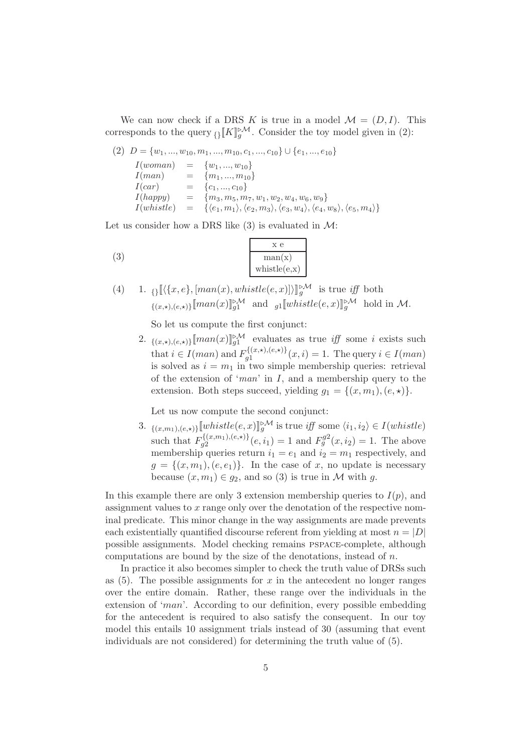We can now check if a DRS $K$ is true in a model $\mathcal{M} = (D, I)$. This corresponds to the query ${}_{\{\}}[\![K]\!]_g^{\triangleright\mathcal{M}}$. Consider the toy model given in (2):

(2) $D = \{w_1, ..., w_{10}, m_1, ..., m_{10}, c_1, ..., c_{10}\} \cup \{e_1, ..., e_{10}\}$

$$
\begin{array}{lcl}
I(woman) & = & \{w_1, ..., w_{10}\} \\
I(man) & = & \{m_1, ..., m_{10}\} \\
I(car) & = & \{c_1, ..., c_{10}\} \\
I(happy) & = & \{m_3, m_5, m_7, w_1, w_2, w_4, w_6, w_9\} \\
I(whistle) & = & \{\langle e_1, m_1\rangle, \langle e_2, m_3\rangle, \langle e_3, w_4\rangle, \langle e_4, w_8\rangle, \langle e_5, m_4\rangle\}
\end{array}
$$

Let us consider how a DRS like (3) is evaluated in $\mathcal{M}$:

(3)

| x e |
|---|
| man(x) <br> whistle(e,x) |

(4) 1. ${}_{\{\}}[\![\langle\{x, e\}, [man(x), whistle(e, x)]\rangle]\!]_g^{\triangleright\mathcal{M}}$ is true *iff* both ${}_{\{(x,\star),(e,\star)\}}[\![man(x)]\!]_{g1}^{\triangleright\mathcal{M}}$ and ${}_{g1}[\![whistle(e, x)]\!]_g^{\triangleright\mathcal{M}}$ hold in $\mathcal{M}$.

So let us compute the first conjunct:

2. ${}_{\{(x,\star),(e,\star)\}}[\![man(x)]\!]_{g1}^{\triangleright\mathcal{M}}$ evaluates as true *iff* some $i$ exists such that $i \in I(man)$ and $F_{g1}^{\{(x,\star),(e,\star)\}}(x, i) = 1$. The query $i \in I(man)$ is solved as $i = m_1$ in two simple membership queries: retrieval of the extension of '*man*' in $I$, and a membership query to the extension. Both steps succeed, yielding $g_1 = \{(x, m_1), (e, \star)\}$.

Let us now compute the second conjunct:

3. ${}_{\{(x,m_1),(e,\star)\}}[\![whistle(e, x)]\!]_g^{\triangleright\mathcal{M}}$ is true *iff* some $\langle i_1, i_2\rangle \in I(whistle)$ such that $F_{g2}^{\{(x,m_1),(e,\star)\}}(e, i_1) = 1$ and $F_g^{g2}(x, i_2) = 1$. The above membership queries return $i_1 = e_1$ and $i_2 = m_1$ respectively, and $g = \{(x, m_1), (e, e_1)\}$. In the case of $x$, no update is necessary because $(x, m_1) \in g_2$, and so (3) is true in $\mathcal{M}$ with $g$.

In this example there are only 3 extension membership queries to $I(p)$, and assignment values to $x$ range only over the denotation of the respective nominal predicate. This minor change in the way assignments are made prevents each existentially quantified discourse referent from yielding at most $n = |D|$ possible assignments. Model checking remains PSPACE-complete, although computations are bound by the size of the denotations, instead of $n$.

In practice it also becomes simpler to check the truth value of DRSs such as (5). The possible assignments for $x$ in the antecedent no longer ranges over the entire domain. Rather, these range over the individuals in the extension of '*man*'. According to our definition, every possible embedding for the antecedent is required to also satisfy the consequent. In our toy model this entails 10 assignment trials instead of 30 (assuming that event individuals are not considered) for determining the truth value of (5).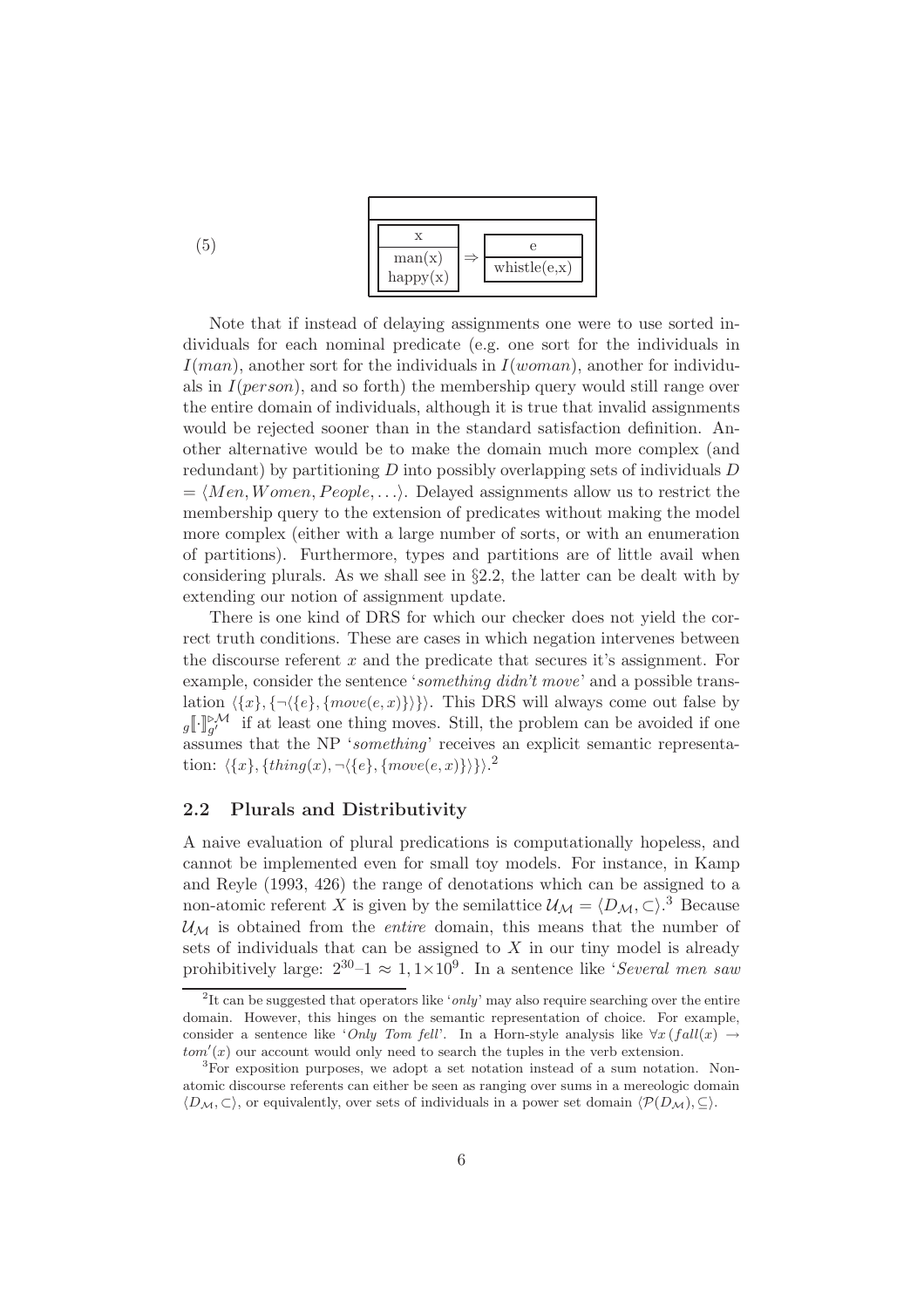(5)

| |
|---|
| x / man(x), happy(x) ⇒ e / whistle(e,x) |

Note that if instead of delaying assignments one were to use sorted individuals for each nominal predicate (e.g. one sort for the individuals in $I(man)$, another sort for the individuals in $I(woman)$, another for individuals in $I(person)$, and so forth) the membership query would still range over the entire domain of individuals, although it is true that invalid assignments would be rejected sooner than in the standard satisfaction definition. Another alternative would be to make the domain much more complex (and redundant) by partitioning $D$ into possibly overlapping sets of individuals $D = \langle Men, Women, People, \ldots\rangle$. Delayed assignments allow us to restrict the membership query to the extension of predicates without making the model more complex (either with a large number of sorts, or with an enumeration of partitions). Furthermore, types and partitions are of little avail when considering plurals. As we shall see in §2.2, the latter can be dealt with by extending our notion of assignment update.

There is one kind of DRS for which our checker does not yield the correct truth conditions. These are cases in which negation intervenes between the discourse referent $x$ and the predicate that secures it's assignment. For example, consider the sentence '*something didn't move*' and a possible translation $\langle\{x\}, \{\neg\langle\{e\}, \{move(e,x)\}\rangle\}\rangle$. This DRS will always come out false by ${}_{g}[\![\cdot]\!]_{g'}^{\triangleright\mathcal{M}}$ if at least one thing moves. Still, the problem can be avoided if one assumes that the NP '*something*' receives an explicit semantic representation: $\langle\{x\}, \{thing(x), \neg\langle\{e\}, \{move(e,x)\}\rangle\}\rangle$.[2]

## 2.2 Plurals and Distributivity

A naive evaluation of plural predications is computationally hopeless, and cannot be implemented even for small toy models. For instance, in Kamp and Reyle (1993, 426) the range of denotations which can be assigned to a non-atomic referent $X$ is given by the semilattice $\mathcal{U}_{\mathcal{M}} = \langle D_{\mathcal{M}}, \subset\rangle$.[3] Because $\mathcal{U}_{\mathcal{M}}$ is obtained from the *entire* domain, this means that the number of sets of individuals that can be assigned to $X$ in our tiny model is already prohibitively large: $2^{30}$–$1 \approx 1,1\times10^{9}$. In a sentence like '*Several men saw*

---

[2] It can be suggested that operators like '*only*' may also require searching over the entire domain. However, this hinges on the semantic representation of choice. For example, consider a sentence like '*Only Tom fell*'. In a Horn-style analysis like $\forall x\,(fall(x) \rightarrow tom'(x)$ our account would only need to search the tuples in the verb extension.

[3] For exposition purposes, we adopt a set notation instead of a sum notation. Non-atomic discourse referents can either be seen as ranging over sums in a mereologic domain $\langle D_{\mathcal{M}}, \subset\rangle$, or equivalently, over sets of individuals in a power set domain $\langle \mathcal{P}(D_{\mathcal{M}}), \subseteq\rangle$.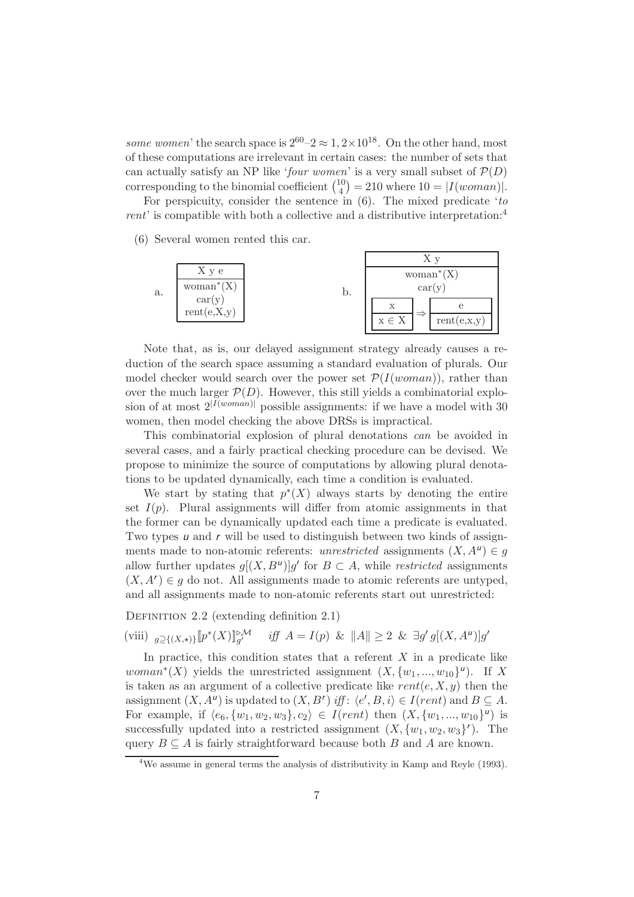*some women*' the search space is $2^{60}–2 \approx 1,2\times10^{18}$. On the other hand, most of these computations are irrelevant in certain cases: the number of sets that can actually satisfy an NP like '*four women*' is a very small subset of $\mathcal{P}(D)$ corresponding to the binomial coefficient $\binom{10}{4} = 210$ where $10 = |I(woman)|$.

For perspicuity, consider the sentence in (6). The mixed predicate '*to rent*' is compatible with both a collective and a distributive interpretation:[4]

(6) Several women rented this car.

a.

| X y e |
|---|
| woman*(X) <br> car(y) <br> rent(e,X,y) |

b.

| X y |
|---|
| woman*(X) <br> car(y) <br> [x \| x ∈ X] ⇒ [e \| rent(e,x,y)] |

Note that, as is, our delayed assignment strategy already causes a reduction of the search space assuming a standard evaluation of plurals. Our model checker would search over the power set $\mathcal{P}(I(woman))$, rather than over the much larger $\mathcal{P}(D)$. However, this still yields a combinatorial explosion of at most $2^{|I(woman)|}$ possible assignments: if we have a model with 30 women, then model checking the above DRSs is impractical.

This combinatorial explosion of plural denotations *can* be avoided in several cases, and a fairly practical checking procedure can be devised. We propose to minimize the source of computations by allowing plural denotations to be updated dynamically, each time a condition is evaluated.

We start by stating that $p^*(X)$ always starts by denoting the entire set $I(p)$. Plural assignments will differ from atomic assignments in that the former can be dynamically updated each time a predicate is evaluated. Two types $u$ and $r$ will be used to distinguish between two kinds of assignments made to non-atomic referents: *unrestricted* assignments $(X, A^u) \in g$ allow further updates $g[(X, B^u)]g'$ for $B \subset A$, while *restricted* assignments $(X, A^r) \in g$ do not. All assignments made to atomic referents are untyped, and all assignments made to non-atomic referents start out unrestricted:

Definition 2.2 (extending definition 2.1)

(viii) ${}_{g\supseteq\{(X,\star)\}}[\![p^*(X)]\!]^{\triangleright,\mathcal{M}}_{g'}$ *iff* $A = I(p)$ & $\|A\| \geq 2$ & $\exists g'\, g[(X, A^u)]g'$

In practice, this condition states that a referent $X$ in a predicate like $woman^*(X)$ yields the unrestricted assignment $(X, \{w_1, ..., w_{10}\}^u)$. If $X$ is taken as an argument of a collective predicate like $rent(e, X, y)$ then the assignment $(X, A^u)$ is updated to $(X, B^r)$ *iff*: $\langle e', B, i\rangle \in I(rent)$ and $B \subseteq A$. For example, if $\langle e_6, \{w_1, w_2, w_3\}, c_2\rangle \in I(rent)$ then $(X, \{w_1, ..., w_{10}\}^u)$ is successfully updated into a restricted assignment $(X, \{w_1, w_2, w_3\}^r)$. The query $B \subseteq A$ is fairly straightforward because both $B$ and $A$ are known.

[4] We assume in general terms the analysis of distributivity in Kamp and Reyle (1993).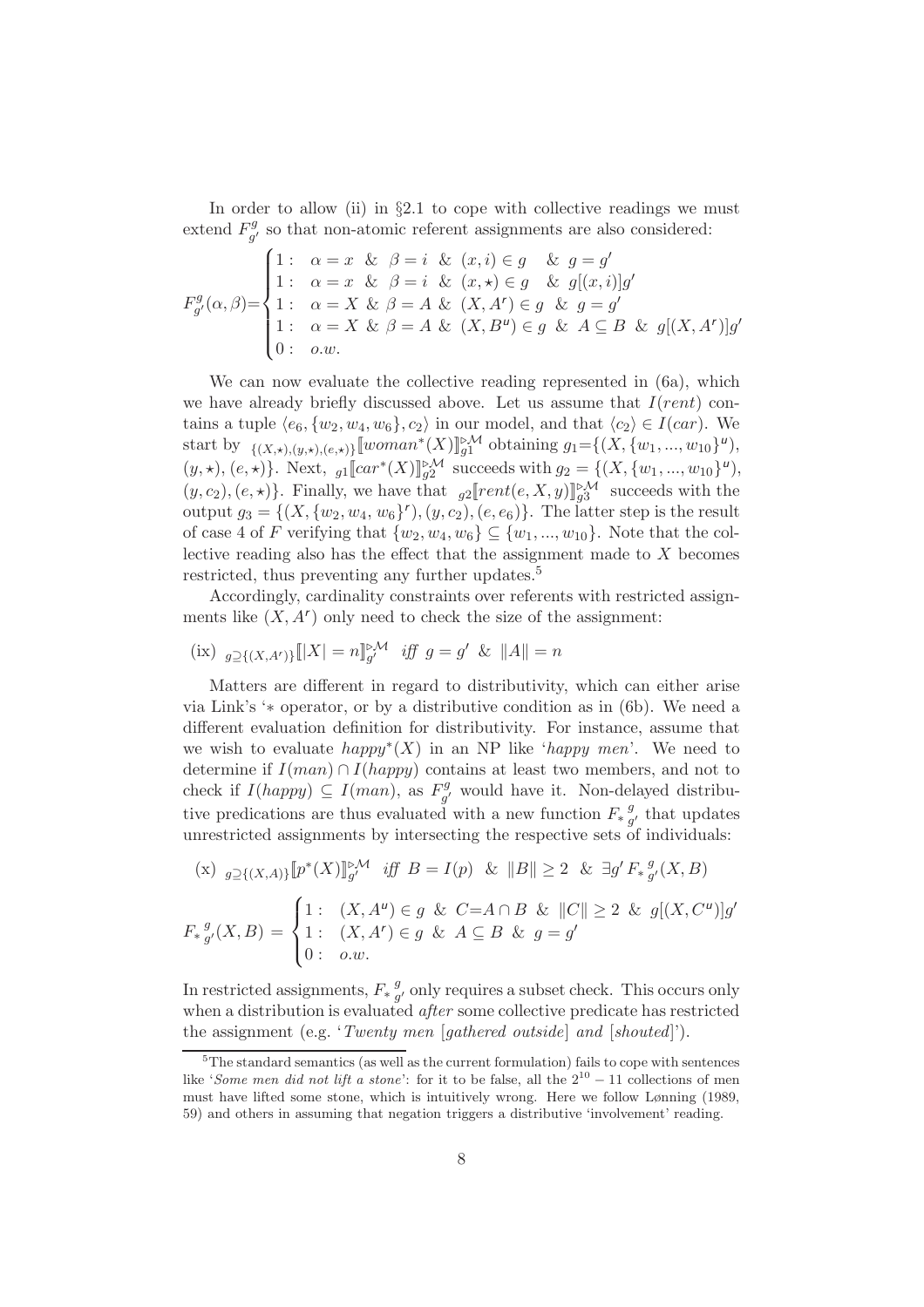In order to allow (ii) in §2.1 to cope with collective readings we must extend $F^g_{g'}$ so that non-atomic referent assignments are also considered:

$$F^g_{g'}(\alpha,\beta)=\begin{cases} 1: & \alpha = x \ \& \ \beta = i \ \& \ (x,i) \in g \quad \& \ g = g' \\ 1: & \alpha = x \ \& \ \beta = i \ \& \ (x,\star) \in g \quad \& \ g[(x,i)]g' \\ 1: & \alpha = X \ \& \ \beta = A \ \& \ (X,A^r) \in g \ \& \ g = g' \\ 1: & \alpha = X \ \& \ \beta = A \ \& \ (X,B^u) \in g \ \& \ A \subseteq B \ \& \ g[(X,A^r)]g' \\ 0: & o.w. \end{cases}$$

We can now evaluate the collective reading represented in (6a), which we have already briefly discussed above. Let us assume that $I(rent)$ contains a tuple $\langle e_6, \{w_2, w_4, w_6\}, c_2\rangle$ in our model, and that $\langle c_2\rangle \in I(car)$. We start by ${}_{\{(X,\star),(y,\star),(e,\star)\}}[\![woman^*(X)]\!]^{\triangleright\mathcal{M}}_{g1}$ obtaining $g_1$=$\{(X, \{w_1, ..., w_{10}\}^u)$, $(y, \star)$, $(e, \star)\}$. Next, ${}_{g1}[\![car^*(X)]\!]^{\triangleright\mathcal{M}}_{g2}$ succeeds with $g_2 = \{(X, \{w_1, ..., w_{10}\}^u)$, $(y, c_2), (e, \star)\}$. Finally, we have that ${}_{g2}[\![rent(e, X, y)]\!]^{\triangleright\mathcal{M}}_{g3}$ succeeds with the output $g_3 = \{(X, \{w_2, w_4, w_6\}^r), (y, c_2), (e, e_6)\}$. The latter step is the result of case 4 of $F$ verifying that $\{w_2, w_4, w_6\} \subseteq \{w_1, ..., w_{10}\}$. Note that the collective reading also has the effect that the assignment made to $X$ becomes restricted, thus preventing any further updates.[5]

Accordingly, cardinality constraints over referents with restricted assignments like $(X, A^r)$ only need to check the size of the assignment:

(ix) ${}_{g\supseteq\{(X,A^r)\}}[\![|X| = n]\!]^{\triangleright\mathcal{M}}_{g'}$ *iff* $g = g'$ & $\|A\| = n$

Matters are different in regard to distributivity, which can either arise via Link's '$*$ operator, or by a distributive condition as in (6b). We need a different evaluation definition for distributivity. For instance, assume that we wish to evaluate $happy^*(X)$ in an NP like '*happy men*'. We need to determine if $I(man) \cap I(happy)$ contains at least two members, and not to check if $I(happy) \subseteq I(man)$, as $F^g_{g'}$ would have it. Non-delayed distributive predications are thus evaluated with a new function $F_*{}^g_{g'}$ that updates unrestricted assignments by intersecting the respective sets of individuals:

(x) ${}_{g\supseteq\{(X,A)\}}[\![p^*(X)]\!]^{\triangleright\mathcal{M}}_{g'}$ *iff* $B = I(p)$ & $\|B\| \geq 2$ & $\exists g' \, F_*{}^g_{g'}(X, B)$

$$F_*{}^g_{g'}(X,B) = \begin{cases} 1: & (X, A^u) \in g \ \& \ C{=}A \cap B \ \& \ \|C\| \geq 2 \ \& \ g[(X, C^u)]g' \\ 1: & (X, A^r) \in g \ \& \ A \subseteq B \ \& \ g = g' \\ 0: & o.w. \end{cases}$$

In restricted assignments, $F_*{}^g_{g'}$ only requires a subset check. This occurs only when a distribution is evaluated *after* some collective predicate has restricted the assignment (e.g. '*Twenty men* [*gathered outside*] *and* [*shouted*]').

[5] The standard semantics (as well as the current formulation) fails to cope with sentences like '*Some men did not lift a stone*': for it to be false, all the $2^{10} - 11$ collections of men must have lifted some stone, which is intuitively wrong. Here we follow Lønning (1989, 59) and others in assuming that negation triggers a distributive 'involvement' reading.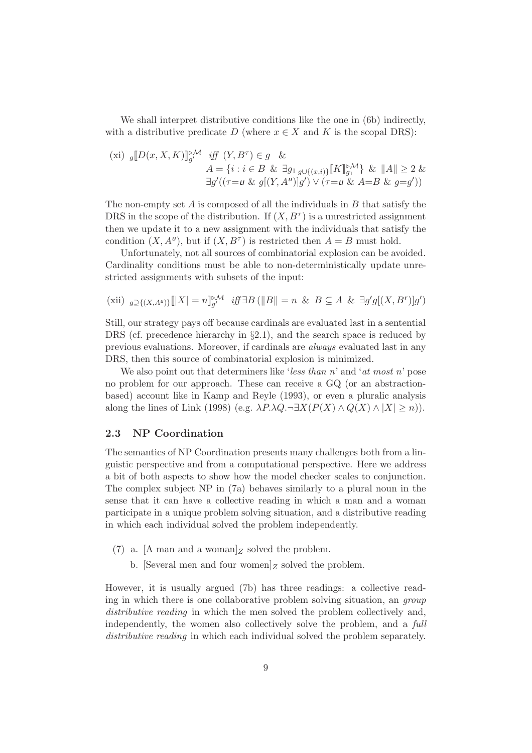We shall interpret distributive conditions like the one in (6b) indirectly, with a distributive predicate $D$ (where $x \in X$ and $K$ is the scopal DRS):

$$\text{(xi)}\ \ {}_g[\![D(x,X,K)]\!]^{\triangleright\mathcal{M}}_{g'} \ \ \textit{iff}\ \ (Y,B^{\tau}) \in g \ \ \& \\ A = \{i : i \in B \ \&\ \exists g_1\, {}_{g\cup\{(x,i)\}}[\![K]\!]^{\triangleright\mathcal{M}}_{g_1}\} \ \&\ \|A\| \geq 2 \ \& \\ \exists g'((\tau{=}\mathsf{u} \ \&\ g[(Y,A^{\mathsf{u}})]g') \vee (\tau{=}\mathsf{u} \ \&\ A{=}B \ \&\ g{=}g'))$$

The non-empty set $A$ is composed of all the individuals in $B$ that satisfy the DRS in the scope of the distribution. If $(X, B^{\tau})$ is a unrestricted assignment then we update it to a new assignment with the individuals that satisfy the condition $(X, A^{\mathsf{u}})$, but if $(X, B^{\tau})$ is restricted then $A = B$ must hold.

Unfortunately, not all sources of combinatorial explosion can be avoided. Cardinality conditions must be able to non-deterministically update unrestricted assignments with subsets of the input:

$$\text{(xii)}\ \ {}_{g\supseteq\{(X,A^{\mathsf{u}})\}}[\![|X| = n]\!]^{\triangleright\mathcal{M}}_{g'} \ \ \textit{iff}\, \exists B\, (\|B\| = n \ \&\ B \subseteq A \ \&\ \exists g' g[(X,B^{r})]g')$$

Still, our strategy pays off because cardinals are evaluated last in a sentential DRS (cf. precedence hierarchy in §2.1), and the search space is reduced by previous evaluations. Moreover, if cardinals are *always* evaluated last in any DRS, then this source of combinatorial explosion is minimized.

We also point out that determiners like '*less than n*' and '*at most n*' pose no problem for our approach. These can receive a GQ (or an abstraction-based) account like in Kamp and Reyle (1993), or even a pluralic analysis along the lines of Link (1998) (e.g. $\lambda P.\lambda Q.\neg\exists X(P(X) \wedge Q(X) \wedge |X| \geq n)$).

## 2.3 NP Coordination

The semantics of NP Coordination presents many challenges both from a linguistic perspective and from a computational perspective. Here we address a bit of both aspects to show how the model checker scales to conjunction. The complex subject NP in (7a) behaves similarly to a plural noun in the sense that it can have a collective reading in which a man and a woman participate in a unique problem solving situation, and a distributive reading in which each individual solved the problem independently.

(7) a. [A man and a woman]$_Z$ solved the problem.

b. [Several men and four women]$_Z$ solved the problem.

However, it is usually argued (7b) has three readings: a collective reading in which there is one collaborative problem solving situation, an *group distributive reading* in which the men solved the problem collectively and, independently, the women also collectively solve the problem, and a *full distributive reading* in which each individual solved the problem separately.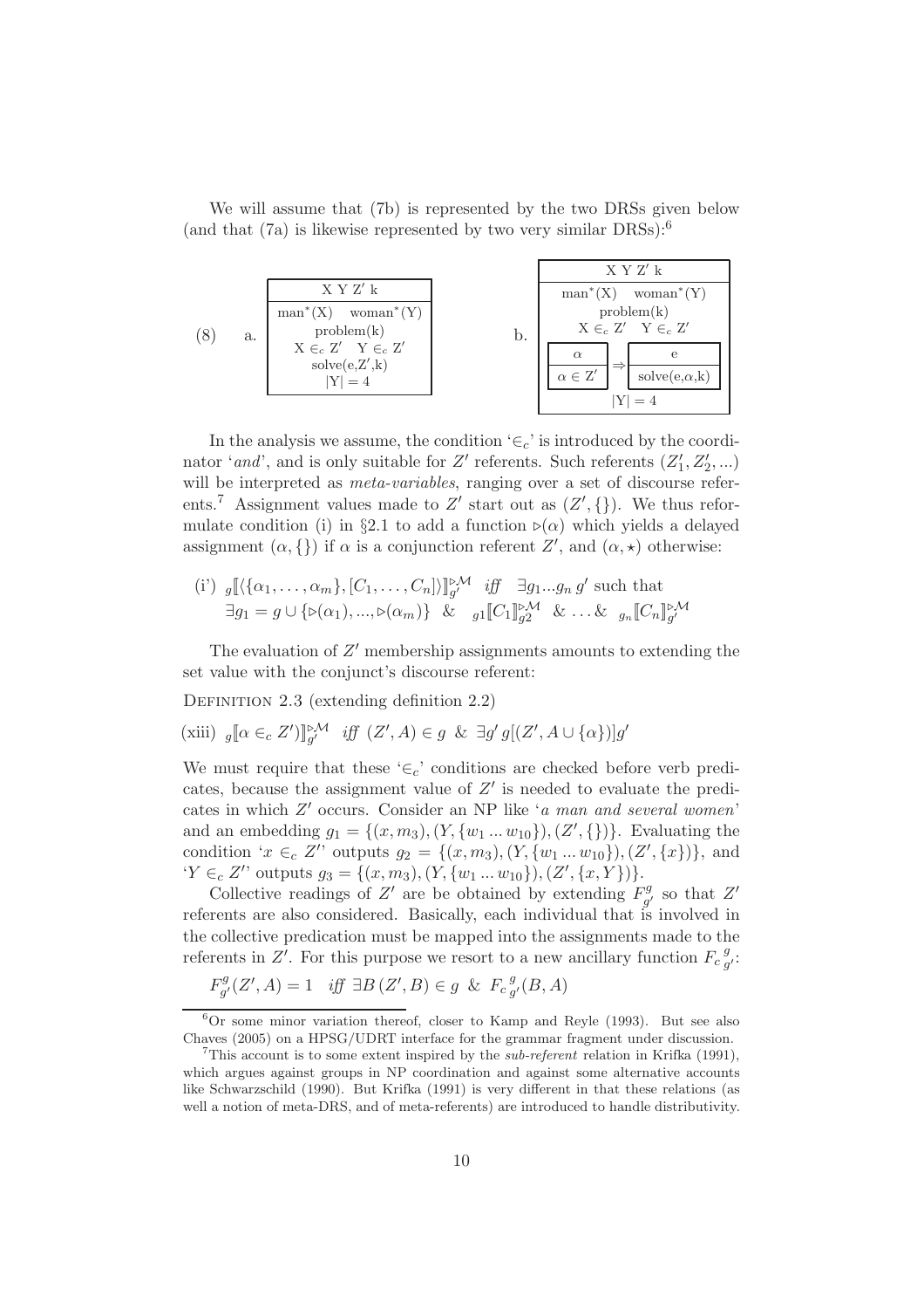We will assume that (7b) is represented by the two DRSs given below (and that (7a) is likewise represented by two very similar DRSs):[6]

(8) a.

| X Y Z′ k |
| --- |
| man*(X)  woman*(Y) <br> problem(k) <br> X $\in_c$ Z′  Y $\in_c$ Z′ <br> solve(e,Z′,k) <br> $\|Y\| = 4$ |

b.

| X Y Z′ k |
| --- |
| man*(X)  woman*(Y) <br> problem(k) <br> X $\in_c$ Z′  Y $\in_c$ Z′ <br> [ $\alpha$ \| $\alpha \in Z'$ ] $\Rightarrow$ [ e \| solve(e,$\alpha$,k) ] <br> $\|Y\| = 4$ |

In the analysis we assume, the condition '$\in_c$' is introduced by the coordinator '*and*', and is only suitable for $Z'$ referents. Such referents $(Z'_1, Z'_2, ...)$ will be interpreted as *meta-variables*, ranging over a set of discourse referents.[7] Assignment values made to $Z'$ start out as $(Z', \{\})$. We thus reformulate condition (i) in §2.1 to add a function $\triangleright(\alpha)$ which yields a delayed assignment $(\alpha, \{\})$ if $\alpha$ is a conjunction referent $Z'$, and $(\alpha, \star)$ otherwise:

(i') ${}_g[\![\langle\{\alpha_1, \ldots, \alpha_m\}, [C_1, \ldots, C_n]\rangle]\!]^{\triangleright\mathcal{M}}_{g'}$ *iff* $\exists g_1 ... g_n\, g'$ such that $\exists g_1 = g \cup \{\triangleright(\alpha_1), ..., \triangleright(\alpha_m)\}$ & ${}_{g1}[\![C_1]\!]^{\triangleright\mathcal{M}}_{g2}$ & ... & ${}_{g_n}[\![C_n]\!]^{\triangleright\mathcal{M}}_{g'}$

The evaluation of $Z'$ membership assignments amounts to extending the set value with the conjunct's discourse referent:

Definition 2.3 (extending definition 2.2)

(xiii) ${}_g[\![\alpha \in_c Z']\!]^{\triangleright\mathcal{M}}_{g'}$ *iff* $(Z', A) \in g$ & $\exists g'\, g[(Z', A \cup \{\alpha\})]g'$

We must require that these '$\in_c$' conditions are checked before verb predicates, because the assignment value of $Z'$ is needed to evaluate the predicates in which $Z'$ occurs. Consider an NP like '*a man and several women*' and an embedding $g_1 = \{(x, m_3), (Y, \{w_1 ... w_{10}\}), (Z', \{\})\}$. Evaluating the condition '$x \in_c Z'$' outputs $g_2 = \{(x, m_3), (Y, \{w_1 ... w_{10}\}), (Z', \{x\})\}$, and '$Y \in_c Z'$' outputs $g_3 = \{(x, m_3), (Y, \{w_1 ... w_{10}\}), (Z', \{x, Y\})\}$.

Collective readings of $Z'$ are be obtained by extending $F^g_{g'}$ so that $Z'$ referents are also considered. Basically, each individual that is involved in the collective predication must be mapped into the assignments made to the referents in $Z'$. For this purpose we resort to a new ancillary function ${F_c}^g_{g'}$:

$F^g_{g'}(Z', A) = 1$ *iff* $\exists B\, (Z', B) \in g$ & ${F_c}^g_{g'}(B, A)$

[6] Or some minor variation thereof, closer to Kamp and Reyle (1993). But see also Chaves (2005) on a HPSG/UDRT interface for the grammar fragment under discussion.

[7] This account is to some extent inspired by the *sub-referent* relation in Krifka (1991), which argues against groups in NP coordination and against some alternative accounts like Schwarzschild (1990). But Krifka (1991) is very different in that these relations (as well a notion of meta-DRS, and of meta-referents) are introduced to handle distributivity.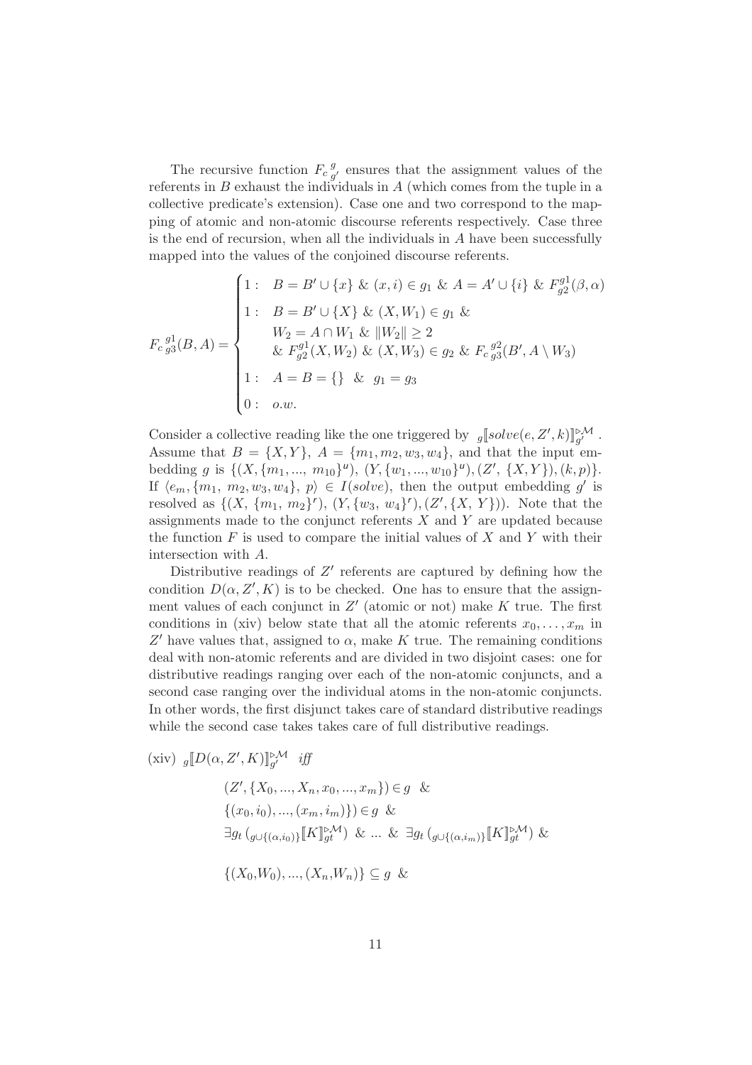The recursive function $F_c{}^{g}_{g'}$ ensures that the assignment values of the referents in $B$ exhaust the individuals in $A$ (which comes from the tuple in a collective predicate's extension). Case one and two correspond to the mapping of atomic and non-atomic discourse referents respectively. Case three is the end of recursion, when all the individuals in $A$ have been successfully mapped into the values of the conjoined discourse referents.

$$
F_c{}^{g1}_{g3}(B,A) = \begin{cases} 1: & B = B' \cup \{x\} \;\&\; (x,i) \in g_1 \;\&\; A = A' \cup \{i\} \;\&\; F^{g1}_{g2}(\beta,\alpha) \\ 1: & B = B' \cup \{X\} \;\&\; (X,W_1) \in g_1 \;\& \\ & W_2 = A \cap W_1 \;\&\; \|W_2\| \geq 2 \\ & \&\; F^{g1}_{g2}(X,W_2) \;\&\; (X,W_3) \in g_2 \;\&\; F_c{}^{g2}_{g3}(B', A \setminus W_3) \\ 1: & A = B = \{\} \;\;\&\;\; g_1 = g_3 \\ 0: & o.w. \end{cases}
$$

Consider a collective reading like the one triggered by ${}_{g}[\![solve(e,Z',k)]\!]^{\triangleright\mathcal{M}}_{g'}$. Assume that $B = \{X,Y\}$, $A = \{m_1,m_2,w_3,w_4\}$, and that the input embedding $g$ is $\{(X,\{m_1,...,\ m_{10}\}^u),\ (Y,\{w_1,...,w_{10}\}^u),(Z',\ \{X,Y\}),(k,p)\}$. If $\langle e_m,\{m_1,\ m_2,w_3,w_4\},\ p\rangle \in I(solve)$, then the output embedding $g'$ is resolved as $\{(X,\ \{m_1,\ m_2\}^r),\ (Y,\{w_3,\ w_4\}^r),(Z',\{X,\ Y\}))$. Note that the assignments made to the conjunct referents $X$ and $Y$ are updated because the function $F$ is used to compare the initial values of $X$ and $Y$ with their intersection with $A$.

Distributive readings of $Z'$ referents are captured by defining how the condition $D(\alpha,Z',K)$ is to be checked. One has to ensure that the assignment values of each conjunct in $Z'$ (atomic or not) make $K$ true. The first conditions in (xiv) below state that all the atomic referents $x_0,\ldots,x_m$ in $Z'$ have values that, assigned to $\alpha$, make $K$ true. The remaining conditions deal with non-atomic referents and are divided in two disjoint cases: one for distributive readings ranging over each of the non-atomic conjuncts, and a second case ranging over the individual atoms in the non-atomic conjuncts. In other words, the first disjunct takes care of standard distributive readings while the second case takes takes care of full distributive readings.

(xiv) ${}_{g}[\![D(\alpha,Z',K)]\!]^{\triangleright\mathcal{M}}_{g'}$ *iff*

$$
\begin{aligned}
&(Z',\{X_0,...,X_n,x_0,...,x_m\}) \in g \;\;\& \\
&\{(x_0,i_0),...,(x_m,i_m)\}) \in g \;\;\& \\
&\exists g_t\,({}_{g\cup\{(\alpha,i_0)\}}[\![K]\!]^{\triangleright\mathcal{M}}_{gt}) \;\;\&\; ... \;\&\;\; \exists g_t\,({}_{g\cup\{(\alpha,i_m)\}}[\![K]\!]^{\triangleright\mathcal{M}}_{gt}) \;\;\& \\
&\{(X_0,W_0),...,(X_n,W_n)\} \subseteq g \;\;\&
\end{aligned}
$$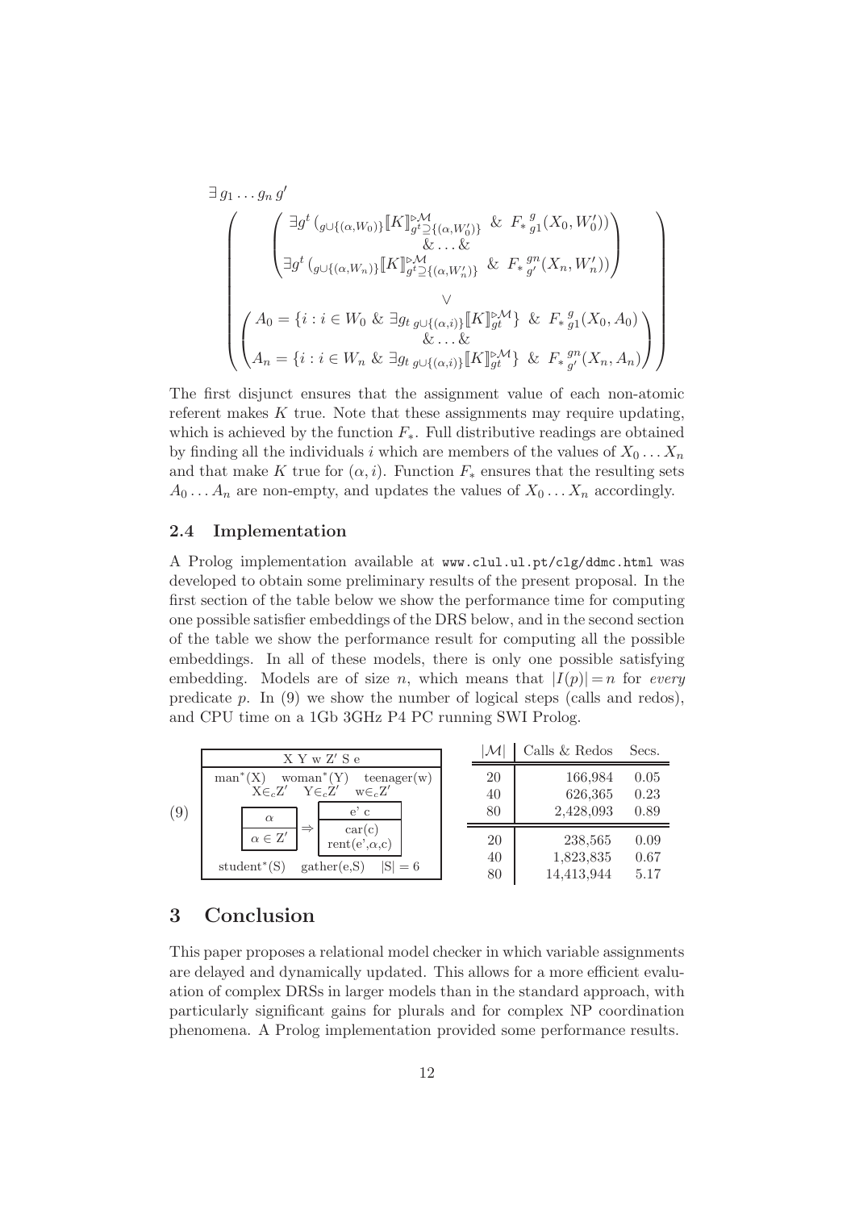$$
\exists\, g_1 \ldots g_n\, g'
\left(
\begin{array}{c}
\left(
\begin{array}{c}
\exists g^t \left({}_{g \cup \{(\alpha, W_0)\}} [\![K]\!]^{\triangleright \mathcal{M}}_{g^t \supseteq \{(\alpha, W_0')\}} \;\&\; F_*{}^{g}_{g1}(X_0, W_0')\right) \\
\& \ldots \& \\
\exists g^t \left({}_{g \cup \{(\alpha, W_n)\}} [\![K]\!]^{\triangleright \mathcal{M}}_{g^t \supseteq \{(\alpha, W_n')\}} \;\&\; F_*{}^{gn}_{g'}(X_n, W_n')\right)
\end{array}
\right) \\
\vee \\
\left(
\begin{array}{c}
A_0 = \{ i : i \in W_0 \;\&\; \exists g_t\, {}_{g \cup \{(\alpha, i)\}} [\![K]\!]^{\triangleright \mathcal{M}}_{gt} \} \;\&\; F_*{}^{g}_{g1}(X_0, A_0) \\
\& \ldots \& \\
A_n = \{ i : i \in W_n \;\&\; \exists g_t\, {}_{g \cup \{(\alpha, i)\}} [\![K]\!]^{\triangleright \mathcal{M}}_{gt} \} \;\&\; F_*{}^{gn}_{g'}(X_n, A_n)
\end{array}
\right)
\end{array}
\right)
$$

The first disjunct ensures that the assignment value of each non-atomic referent makes $K$ true. Note that these assignments may require updating, which is achieved by the function $F_*$. Full distributive readings are obtained by finding all the individuals $i$ which are members of the values of $X_0 \ldots X_n$ and that make $K$ true for $(\alpha, i)$. Function $F_*$ ensures that the resulting sets $A_0 \ldots A_n$ are non-empty, and updates the values of $X_0 \ldots X_n$ accordingly.

## 2.4 Implementation

A Prolog implementation available at www.clul.ul.pt/clg/ddmc.html was developed to obtain some preliminary results of the present proposal. In the first section of the table below we show the performance time for computing one possible satisfier embeddings of the DRS below, and in the second section of the table we show the performance result for computing all the possible embeddings. In all of these models, there is only one possible satisfying embedding. Models are of size $n$, which means that $|I(p)| = n$ for *every* predicate $p$. In (9) we show the number of logical steps (calls and redos), and CPU time on a 1Gb 3GHz P4 PC running SWI Prolog.

(9) DRS:

- Referents: X Y w Z′ S e
- Conditions: man*(X), woman*(Y), teenager(w), X∈$_c$Z′, Y∈$_c$Z′, w∈$_c$Z′
- [ α | α ∈ Z′ ] ⇒ [ e′ c | car(c), rent(e′,α,c) ]
- student*(S), gather(e,S), |S| = 6

| $\lvert\mathcal{M}\rvert$ | Calls & Redos | Secs. |
|---|---|---|
| 20 | 166,984 | 0.05 |
| 40 | 626,365 | 0.23 |
| 80 | 2,428,093 | 0.89 |
| 20 | 238,565 | 0.09 |
| 40 | 1,823,835 | 0.67 |
| 80 | 14,413,944 | 5.17 |

# 3 Conclusion

This paper proposes a relational model checker in which variable assignments are delayed and dynamically updated. This allows for a more efficient evaluation of complex DRSs in larger models than in the standard approach, with particularly significant gains for plurals and for complex NP coordination phenomena. A Prolog implementation provided some performance results.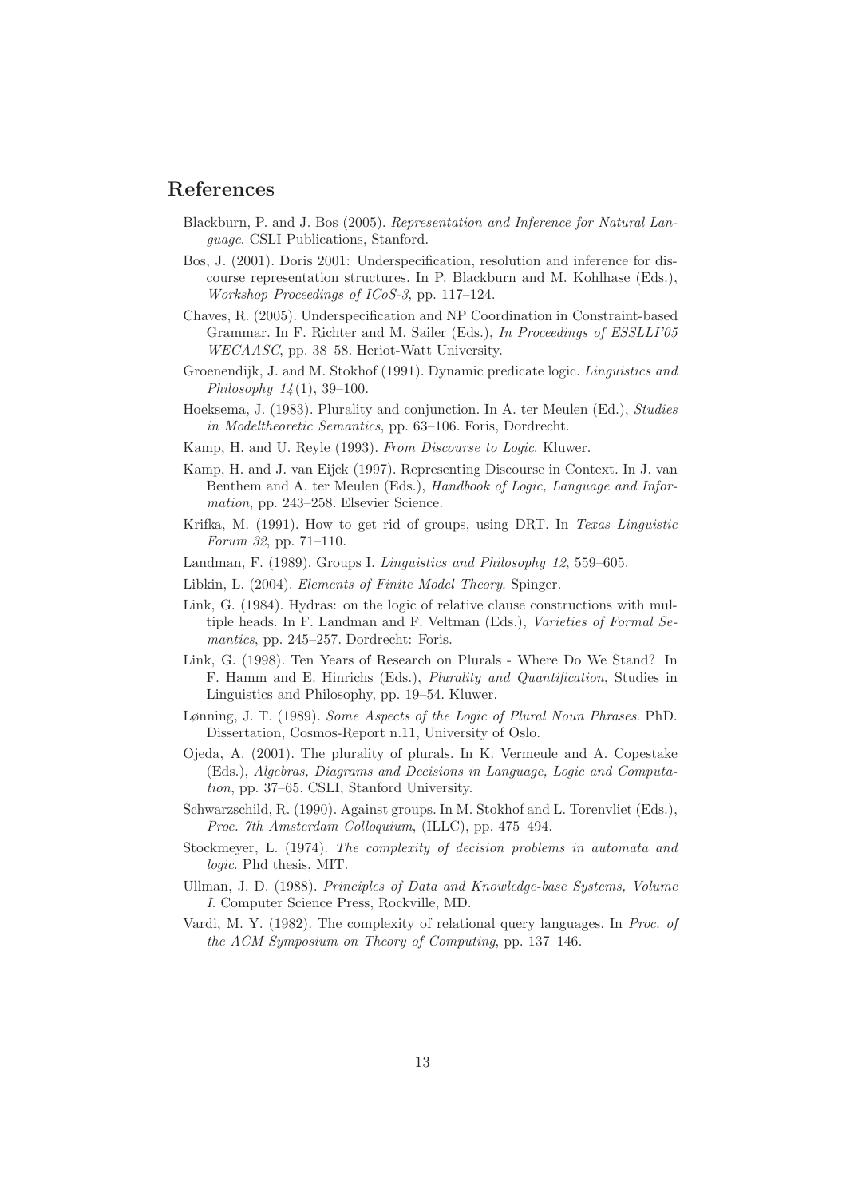## References

Blackburn, P. and J. Bos (2005). *Representation and Inference for Natural Language*. CSLI Publications, Stanford.

Bos, J. (2001). Doris 2001: Underspecification, resolution and inference for discourse representation structures. In P. Blackburn and M. Kohlhase (Eds.), *Workshop Proceedings of ICoS-3*, pp. 117–124.

Chaves, R. (2005). Underspecification and NP Coordination in Constraint-based Grammar. In F. Richter and M. Sailer (Eds.), *In Proceedings of ESSLLI'05 WECAASC*, pp. 38–58. Heriot-Watt University.

Groenendijk, J. and M. Stokhof (1991). Dynamic predicate logic. *Linguistics and Philosophy 14*(1), 39–100.

Hoeksema, J. (1983). Plurality and conjunction. In A. ter Meulen (Ed.), *Studies in Modeltheoretic Semantics*, pp. 63–106. Foris, Dordrecht.

Kamp, H. and U. Reyle (1993). *From Discourse to Logic*. Kluwer.

Kamp, H. and J. van Eijck (1997). Representing Discourse in Context. In J. van Benthem and A. ter Meulen (Eds.), *Handbook of Logic, Language and Information*, pp. 243–258. Elsevier Science.

Krifka, M. (1991). How to get rid of groups, using DRT. In *Texas Linguistic Forum 32*, pp. 71–110.

Landman, F. (1989). Groups I. *Linguistics and Philosophy 12*, 559–605.

Libkin, L. (2004). *Elements of Finite Model Theory*. Spinger.

Link, G. (1984). Hydras: on the logic of relative clause constructions with multiple heads. In F. Landman and F. Veltman (Eds.), *Varieties of Formal Semantics*, pp. 245–257. Dordrecht: Foris.

Link, G. (1998). Ten Years of Research on Plurals - Where Do We Stand? In F. Hamm and E. Hinrichs (Eds.), *Plurality and Quantification*, Studies in Linguistics and Philosophy, pp. 19–54. Kluwer.

Lønning, J. T. (1989). *Some Aspects of the Logic of Plural Noun Phrases*. PhD. Dissertation, Cosmos-Report n.11, University of Oslo.

Ojeda, A. (2001). The plurality of plurals. In K. Vermeule and A. Copestake (Eds.), *Algebras, Diagrams and Decisions in Language, Logic and Computation*, pp. 37–65. CSLI, Stanford University.

Schwarzschild, R. (1990). Against groups. In M. Stokhof and L. Torenvliet (Eds.), *Proc. 7th Amsterdam Colloquium*, (ILLC), pp. 475–494.

Stockmeyer, L. (1974). *The complexity of decision problems in automata and logic*. Phd thesis, MIT.

Ullman, J. D. (1988). *Principles of Data and Knowledge-base Systems, Volume I*. Computer Science Press, Rockville, MD.

Vardi, M. Y. (1982). The complexity of relational query languages. In *Proc. of the ACM Symposium on Theory of Computing*, pp. 137–146.